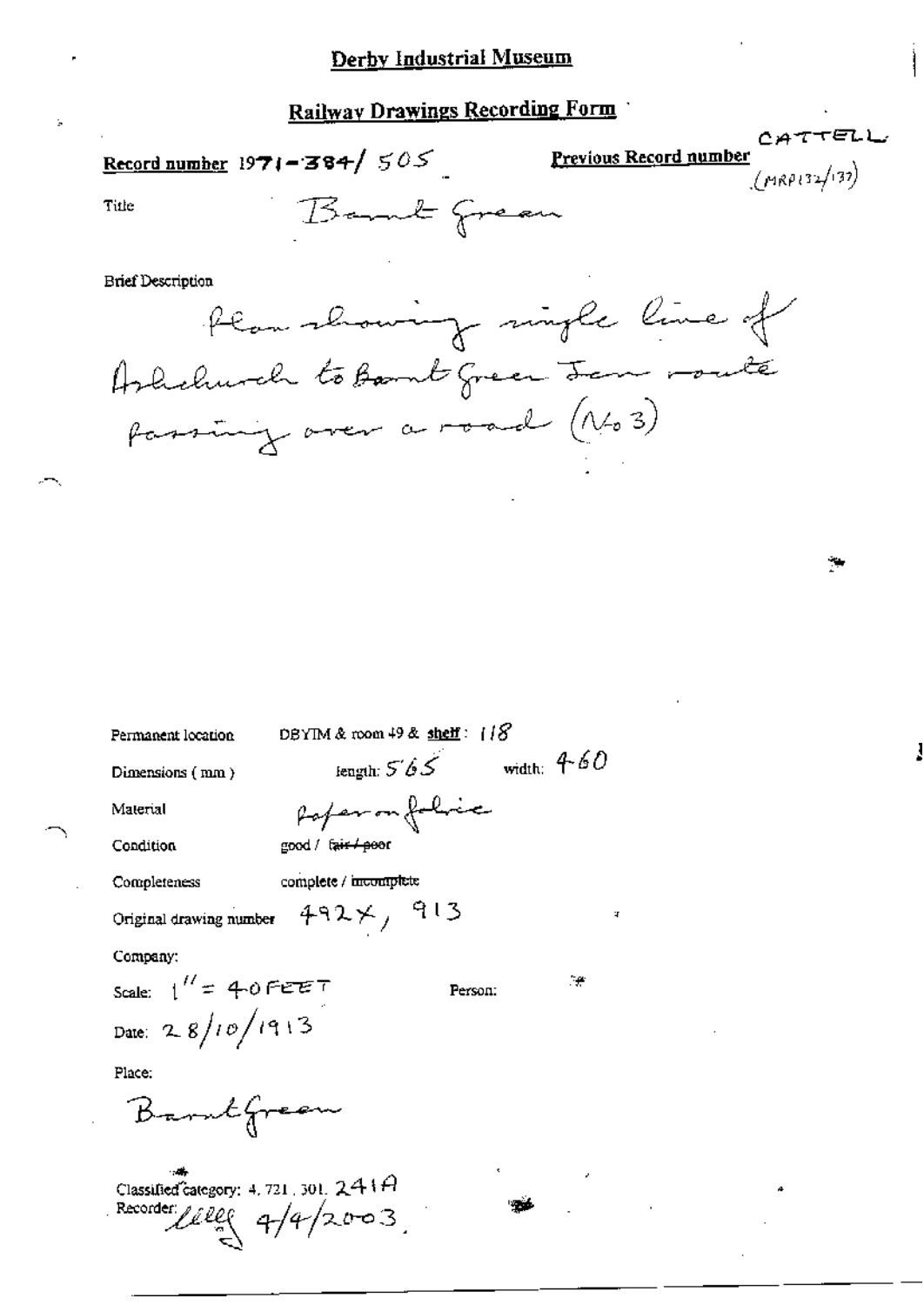# Derby Industrial Museum

## Railway Drawings Recording Form

**Record number** 1971-384/ 505

**Previous Record number** CATTELL (MRP132/137)

Title: Barnt Green

Brief Description

Plan showing single line of Ashchurch to Barnt Green Jcn route passing over a road (No 3)

Permanent location: DBYIM & room 49 & shelf: 118

Dimensions (mm): length: 565 width: 460

Material: Paper on fabric

Condition: good / ~~fair / poor~~

Completeness: complete / ~~incomplete~~

Original drawing number: 492X, 913

Company:

Scale: 1" = 40 FEET

Person:

Date: 28/10/1913

Place:

Barnt Green

Classified category: 4. 721. 301. 241A

Recorder: lilley 4/4/2003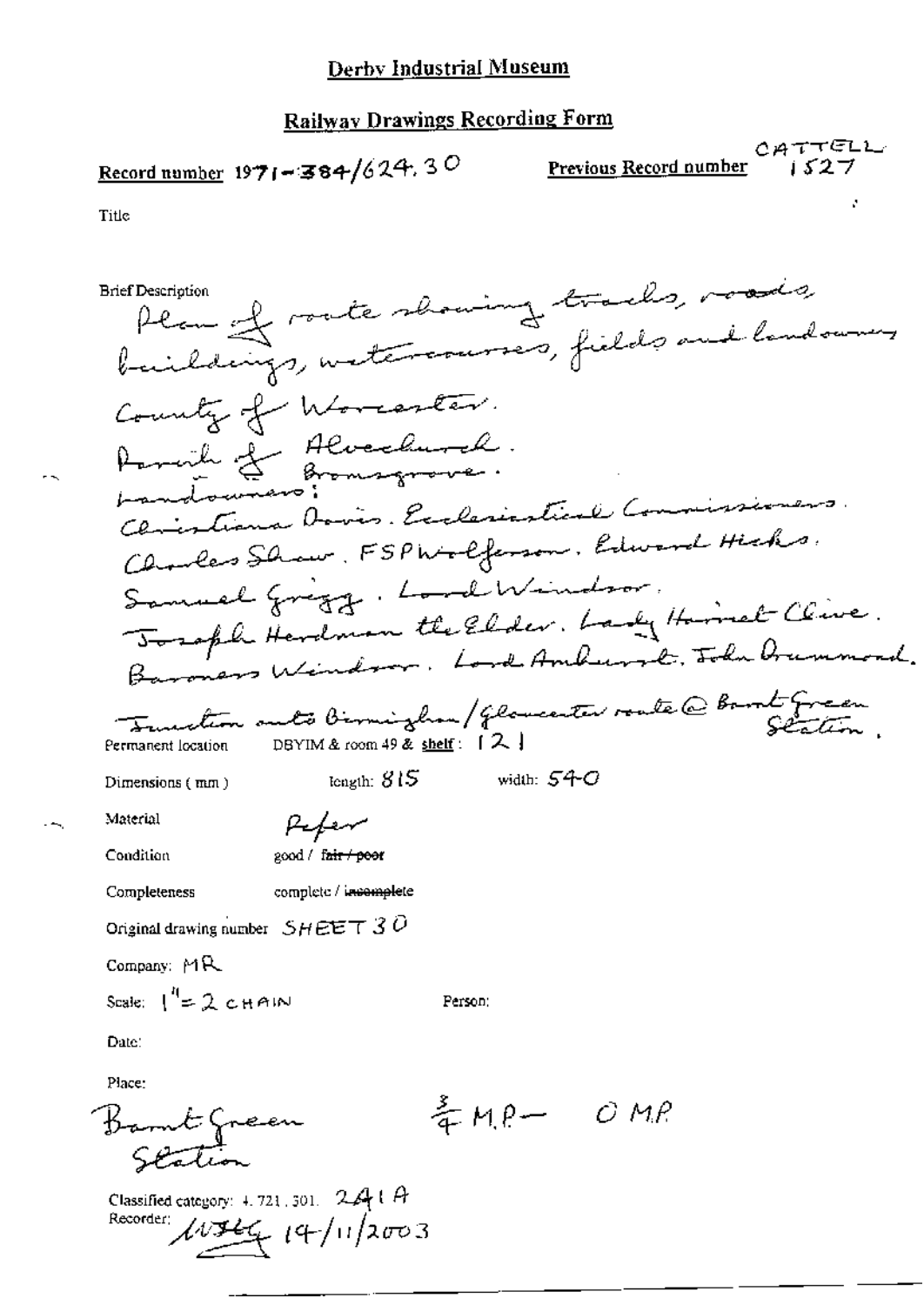# Derby Industrial Museum

## Railway Drawings Recording Form

**Record number** 1971-384/624.30

**Previous Record number** CATTELL 1527

**Title**

**Brief Description**
Plan of route showing tracks, roads, buildings, watercourses, fields and landowners.
County of Worcester.
Parish of Alvechurch.
Bromsgrove.
Landowners:
Christiana Davis. Ecclesiastical Commissioners.
Charles Shaw. FSP Wolferson. Edward Hicks.
Samuel Grigg. Lord Windsor.
Joseph Herdman the Elder. Lady Harriet Clive.
Baroness Windsor. Lord Amherst. John Drummond.
Junction onto Birmingham/Gloucester route @ Barnt Green Station.

**Permanent location** DBYIM & room 49 & shelf: 121

**Dimensions (mm)** length: 815 width: 540

**Material** Paper

**Condition** good / ~~fair / poor~~

**Completeness** complete / ~~incomplete~~

**Original drawing number** SHEET 30

**Company:** MR

**Scale:** 1" = 2 CHAIN

**Person:**

**Date:**

**Place:**
Barnt Green Station

$\frac{3}{4}$ M.P — 0 M.P

**Classified category:** 4.721.301. 241A

**Recorder:** MJHG 14/11/2003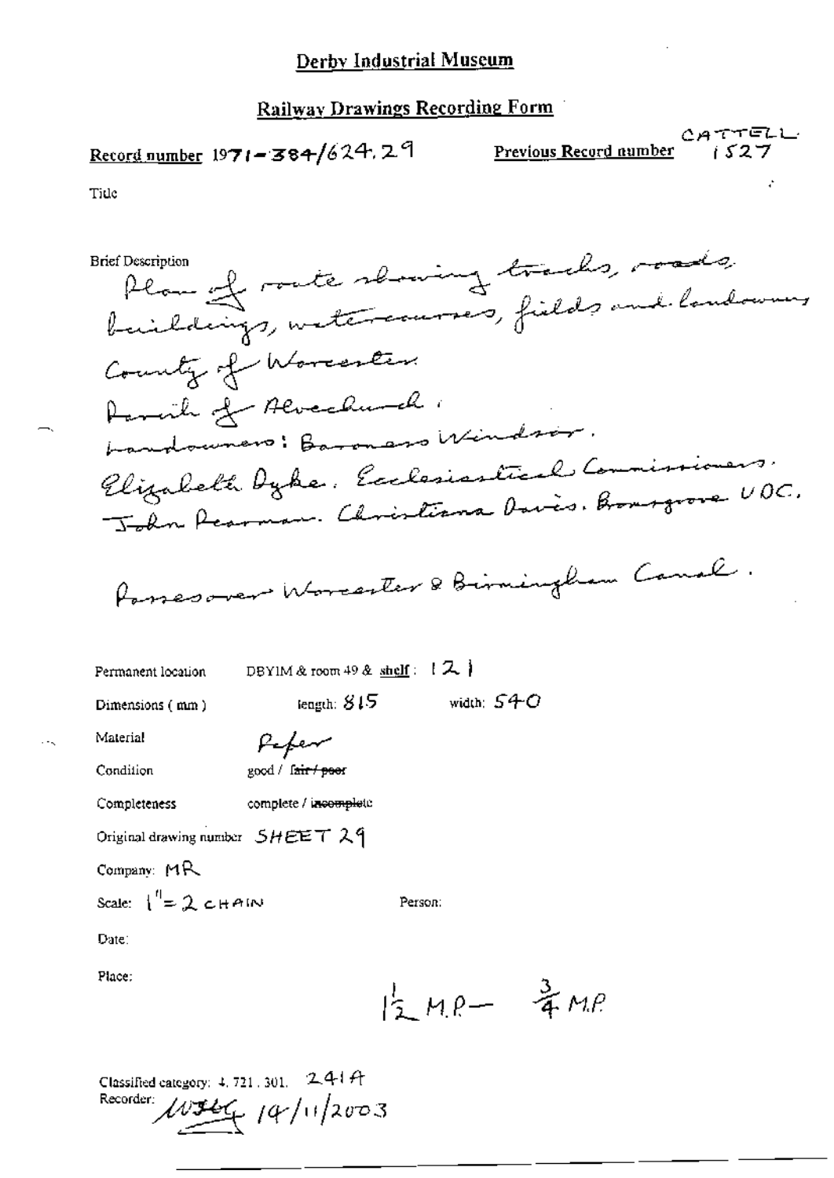# Derby Industrial Museum

## Railway Drawings Recording Form

Record number 1971-384/624.29

Previous Record number CATTELL 1527

Title

Brief Description
Plan of route showing tracks, roads, buildings, watercourses, fields and landowners
County of Worcester
Parish of Alvechurch.
Landowners: Baroness Windsor.
Elizabeth Dyke. Ecclesiastical Commissioners.
John Pearman. Christiana Davis. Bromsgrove UDC.

Passes over Worcester & Birmingham Canal.

Permanent location DBYIM & room 49 & shelf: 121

Dimensions (mm) length: 815 width: 540

Material Paper

Condition good / ~~fair / poor~~

Completeness complete / ~~incomplete~~

Original drawing number SHEET 29

Company: MR

Scale: 1" = 2 CHAIN

Person:

Date:

Place:

$1\frac{1}{2}$ M.P — $\frac{3}{4}$ M.P

Classified category: 4.721.301. 241A

Recorder: [signature] 14/11/2003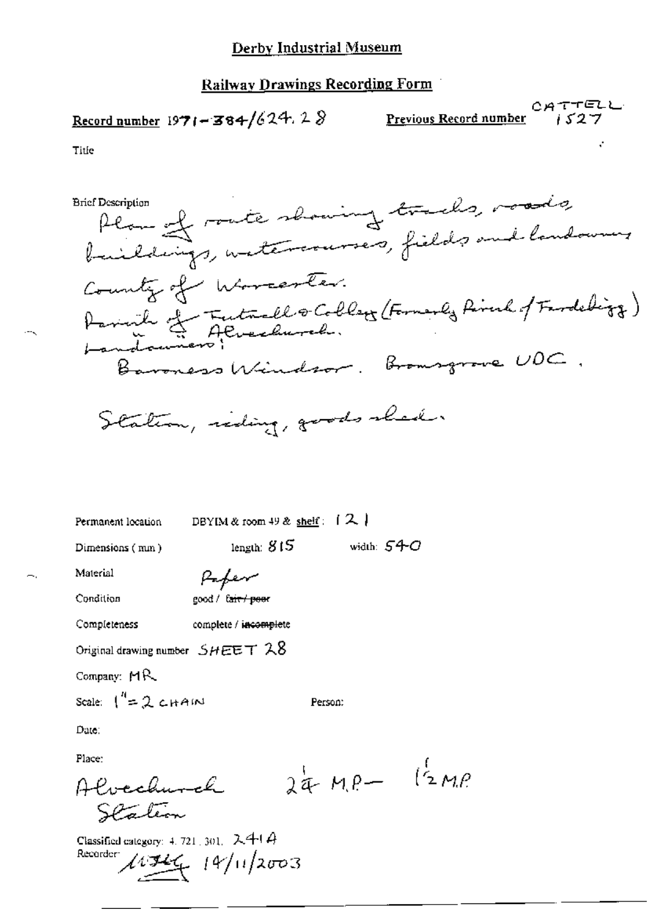# Derby Industrial Museum

## Railway Drawings Recording Form

**Record number** 1971-384/624.28

**Previous Record number** CATTELL 1527

Title

Brief Description

Plan of route showing tracks, roads, buildings, watercourses, fields and landowners

County of Worcester.

Parish of Tutnall & Cobley (Formerly Parish of Tardebigg)
" " Alvechurch.

Landowners:
Baroness Windsor. Bromsgrove UDC.

Station, siding, goods shed.

Permanent location: DBYIM & room 49 & shelf: 121

Dimensions (mm): length: 815 width: 540

Material: Paper

Condition: good / ~~fair / poor~~

Completeness: complete / ~~incomplete~~

Original drawing number: SHEET 28

Company: MR

Scale: 1" = 2 CHAIN

Person:

Date:

Place:

Alvechurch Station $2\frac{1}{4}$ M.P. — $1\frac{1}{2}$ M.P.

Classified category: 4.721.301. 241A

Recorder: [signature] 14/11/2003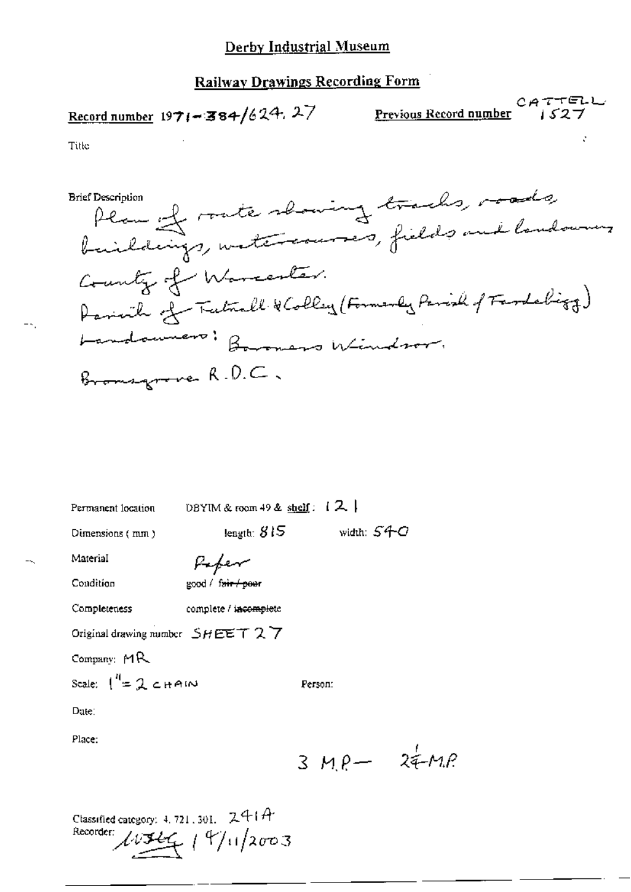# Derby Industrial Museum

## Railway Drawings Recording Form

**Record number** 1971-384/624. 27 **Previous Record number** CATTELL 1527

Title

Brief Description
Plan of route showing tracks, roads, buildings, watercourses, fields and landowners
County of Worcester.
Parish of Tutnall & Cobley (Formerly Parish of Tardebigg)
Landowners: Baroness Windsor.
Bromsgrove R.D.C.

Permanent location DBYIM & room 49 & shelf: 121

Dimensions (mm) length: 815 width: 540

Material Paper

Condition good / ~~fair / poor~~

Completeness complete / ~~incomplete~~

Original drawing number SHEET 27

Company: MR

Scale: 1" = 2 CHAIN

Person:

Date:

Place:

3 M.P — 2¾ M.P

Classified category: 4. 721. 301. 241A
Recorder: [signature] 14/11/2003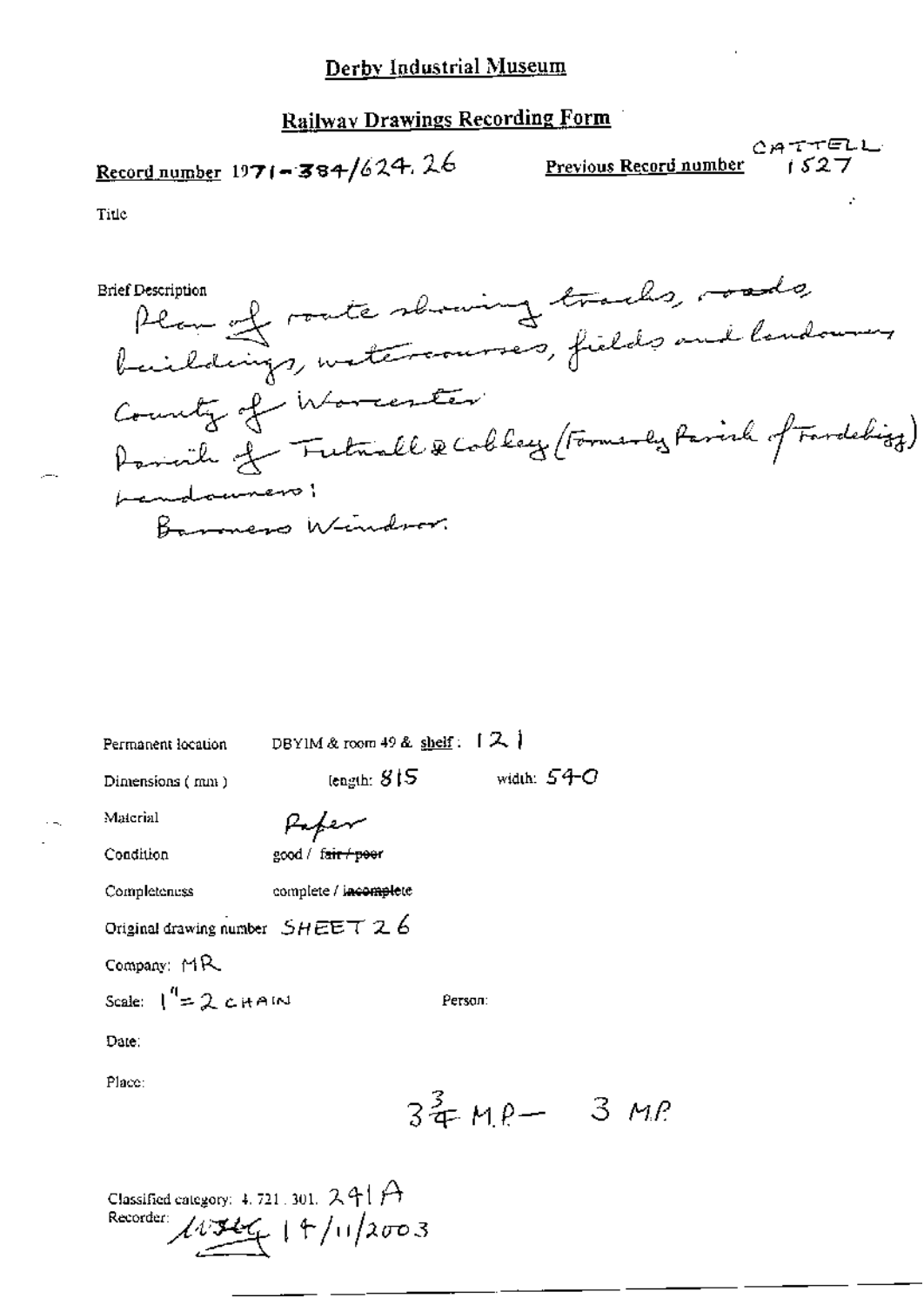# Derby Industrial Museum

## Railway Drawings Recording Form

**Record number** 1971-384/624.26 **Previous Record number** CATTELL 1527

Title

Brief Description
Plan of route showing tracks, roads, buildings, watercourses, fields and landowners
County of Worcester
Parish of Tutnall & Cobley (Formerly Parish of Tardebigg)
Landowners:
Baroness Windsor.

Permanent location DBYIM & room 49 & shelf: 121

Dimensions (mm) length: 815 width: 540

Material Paper

Condition good / ~~fair / poor~~

Completeness complete / ~~incomplete~~

Original drawing number SHEET 26

Company: MR

Scale: 1" = 2 CHAIN Person:

Date:

Place:

$3\frac{3}{4}$ MP – 3 MP

Classified category: 4.721.301. 241A
Recorder: [signature] 14/11/2003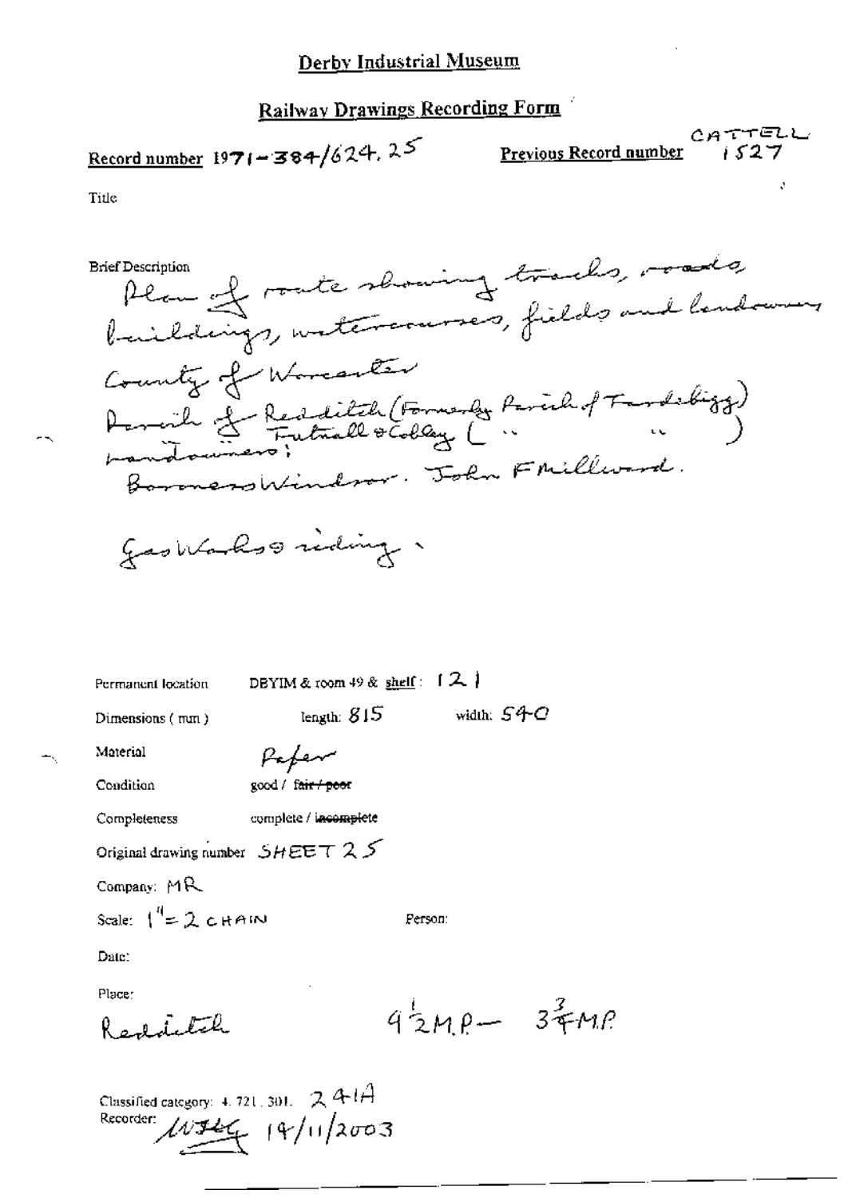# Derby Industrial Museum

## Railway Drawings Recording Form

**Record number** 1971-384/624.25 **Previous Record number** CATTELL 1527

Title

Brief Description
Plan of route showing tracks, roads, buildings, watercourses, fields and landowners
County of Worcester
Parish of Redditch (Formerly Parish of Tardebigg)
" Futnall & Cobley ( " " )
Landowners:
Baroness Windsor. John F Millward.

Gas Works siding.

Permanent location DBYIM & room 49 & shelf: 121

Dimensions (mm) length: 815 width: 540

Material Paper

Condition good / ~~fair / poor~~

Completeness complete / ~~incomplete~~

Original drawing number SHEET 25

Company: MR

Scale: 1" = 2 CHAIN

Person:

Date:

Place:
Redditch $9\frac{1}{2}$ M.P — $3\frac{3}{4}$ M.P

Classified category: 4.721.301. 241A
Recorder: [signature] 14/11/2003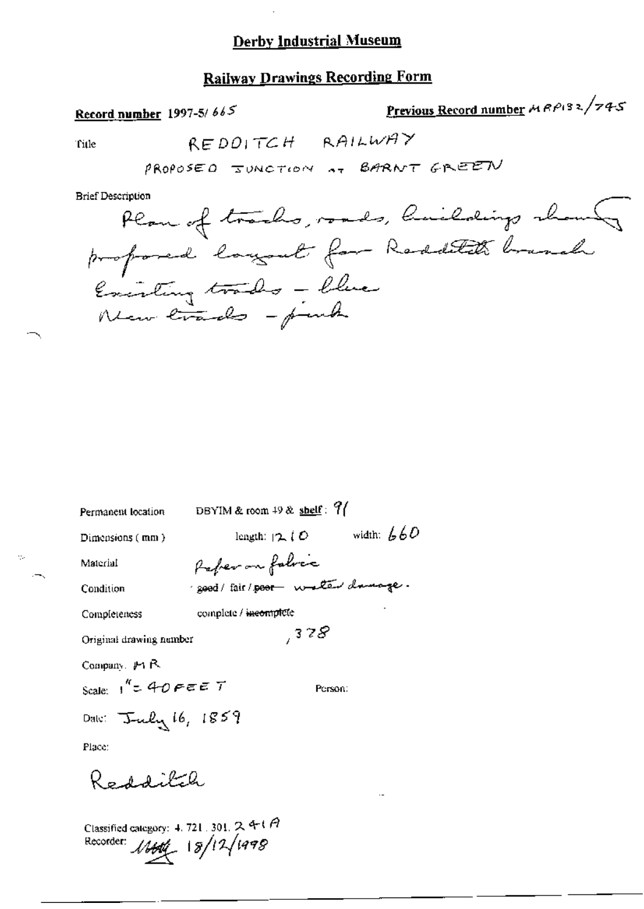# Derby Industrial Museum

## Railway Drawings Recording Form

**Record number** 1997-5/665

**Previous Record number** MRP132/745

Title: REDDITCH RAILWAY

PROPOSED JUNCTION AT BARNT GREEN

Brief Description

Plan of tracks, roads, buildings showing proposed layout for Redditch branch

Existing tracks - blue

New tracks - pink

Permanent location: DBYIM & room 49 & **shelf**: 91

Dimensions (mm): length: 1210 width: 660

Material: Paper on fabric

Condition: good / fair / ~~poor~~ - water damage.

Completeness: complete / ~~incomplete~~

Original drawing number: ,378

Company: MR

Scale: 1" = 40 FEET

Person:

Date: July 16, 1859

Place:

Redditch

Classified category: 4. 721. 301. 241A

Recorder: [signature] 18/12/1998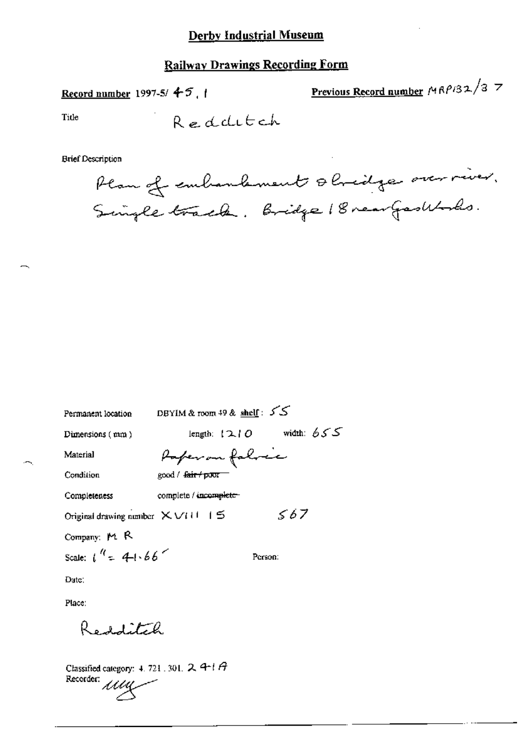# Derby Industrial Museum

## Railway Drawings Recording Form

**Record number** 1997-5/ 45.1

**Previous Record number** MRP132/37

Title: Redditch

Brief Description

Plan of embankment & bridge over river. Single track. Bridge 18 near Gasworks.

Permanent location: DBYIM & room 49 & **shelf**: 55

Dimensions (mm): length: 1210 width: 655

Material: Paper on fabric

Condition: good / ~~fair / poor~~

Completeness: complete / ~~incomplete~~

Original drawing number: XVIII 15 567

Company: M R

Scale: 1" = 41.66'

Person:

Date:

Place:

Redditch

Classified category: 4.721.301.241A

Recorder: *(signature)*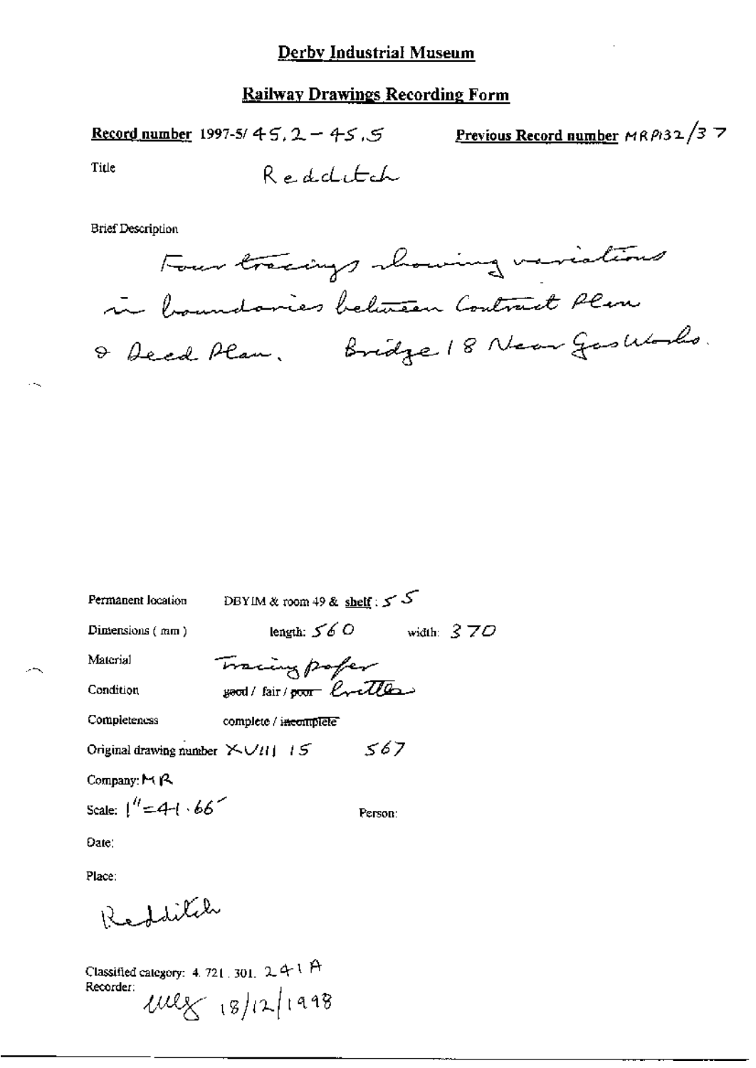# Derby Industrial Museum

## Railway Drawings Recording Form

**Record number** 1997-5/ 45.2 – 45.5 **Previous Record number** MRP132/37

Title Redditch

Brief Description

Four tracings showing variations in boundaries between Contract Plan & Deed Plan. Bridge 18 Near Gas Works.

Permanent location DBYIM & room 49 & shelf: 55

Dimensions (mm) length: 560 width: 370

Material Tracing paper

Condition ~~good / fair / poor~~ brittle

Completeness complete / ~~incomplete~~

Original drawing number XVIII 15 567

Company: MR

Scale: 1" = 41.66'

Person:

Date:

Place:

Redditch

Classified category: 4.721.301. 241 A

Recorder: ULX 18/12/1998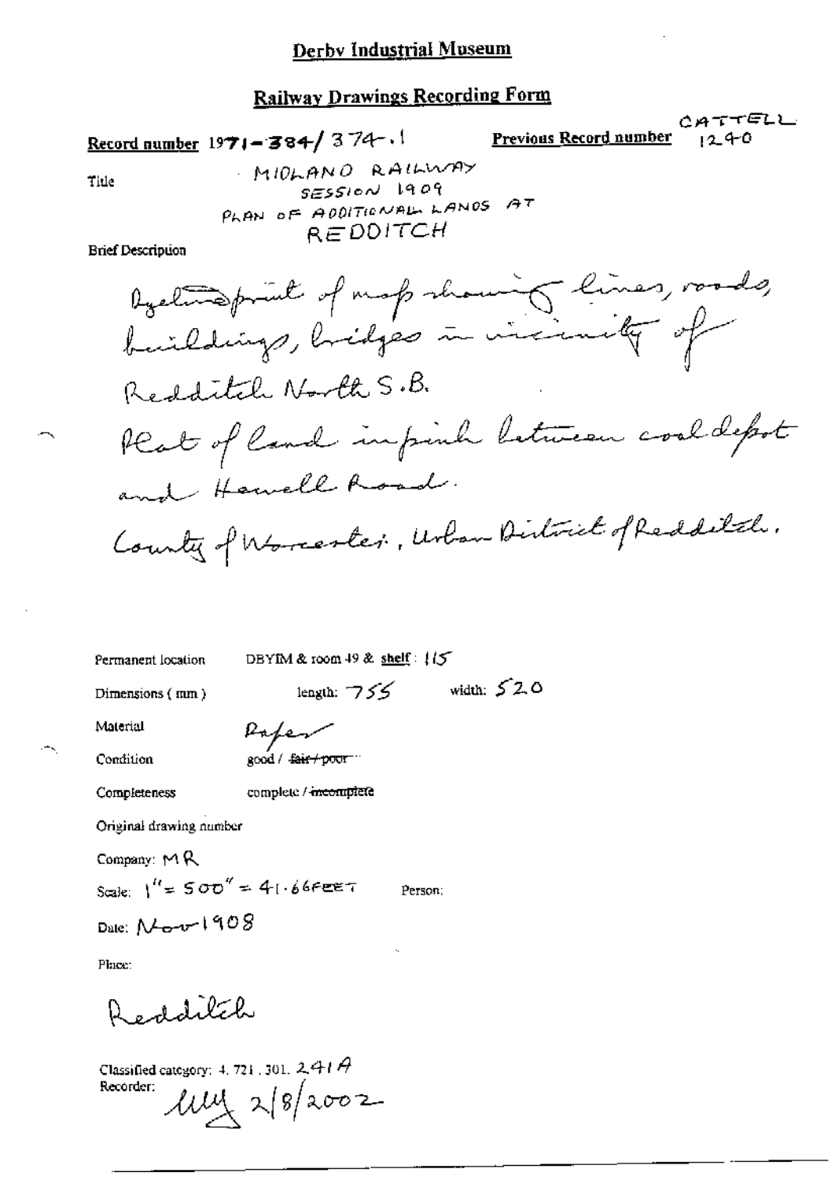# Derby Industrial Museum

## Railway Drawings Recording Form

**Record number** 1971-384/374.1 **Previous Record number** CATTELL 1240

Title: MIDLAND RAILWAY SESSION 1909 PLAN OF ADDITIONAL LANDS AT REDDITCH

Brief Description

Dyeline print of map showing lines, roads, buildings, bridges in vicinity of Redditch North S.B.

Plot of land in pink between coal depot and Hewell Road.

County of Worcester, Urban District of Redditch.

Permanent location: DBYIM & room 49 & shelf: 115

Dimensions (mm): length: 755 width: 520

Material: Paper

Condition: good / ~~fair / poor~~

Completeness: complete / ~~incomplete~~

Original drawing number

Company: MR

Scale: 1" = 500" = 41.66FEET Person:

Date: Nov 1908

Place:

Redditch

Classified category: 4.721.301.241A

Recorder: "[signature]" 2/8/2002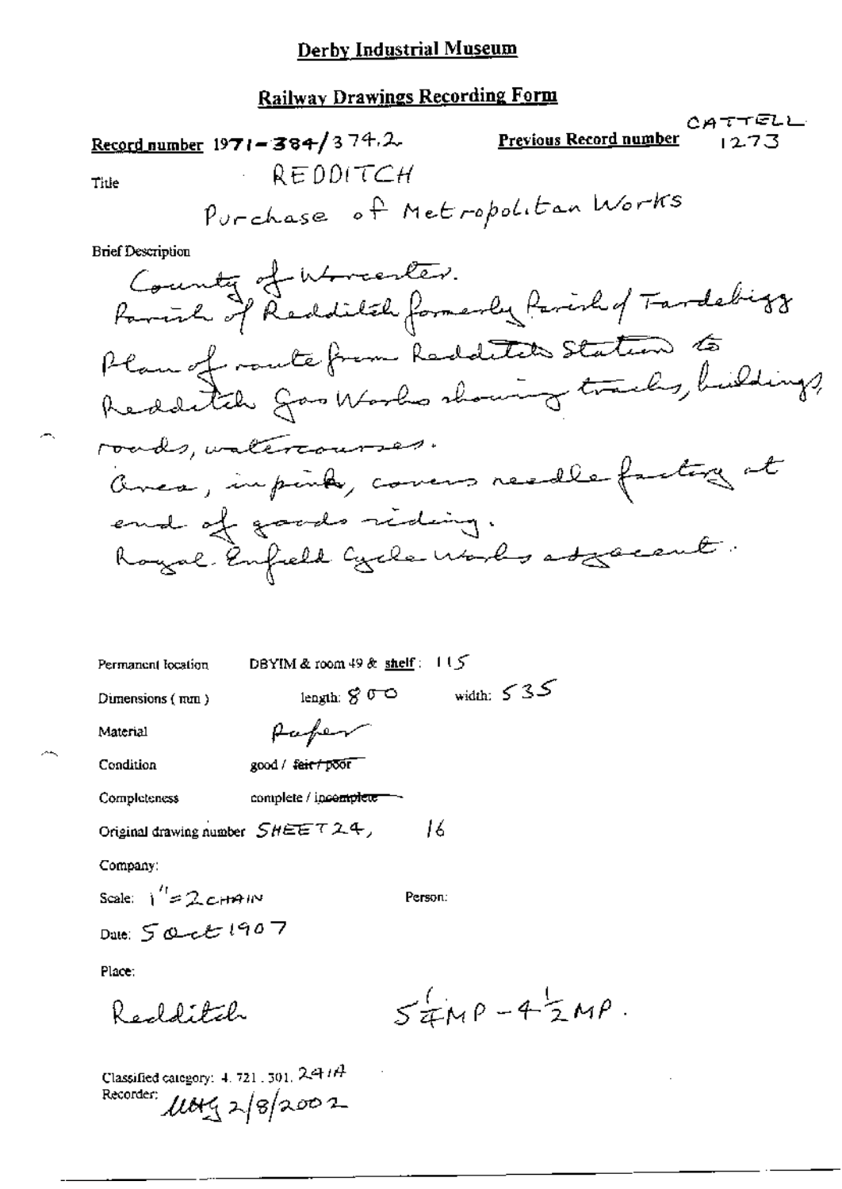# Derby Industrial Museum

## Railway Drawings Recording Form

**Record number** 1971-384/374.2  **Previous Record number** CATTELL 1273

Title REDDITCH

Purchase of Metropolitan Works

Brief Description

County of Worcester.
Parish of Redditch formerly Parish of Tardebigg
Plan of route from Redditch Station to Redditch Gas Works showing tracks, buildings, roads, watercourses.
Area, in pink, covers needle factory at end of goods siding.
Royal Enfield Cycle Works adjacent.

Permanent location DBYIM & room 49 & shelf: 115

Dimensions (mm) length: 800 width: 535

Material Paper

Condition good / ~~fair / poor~~

Completeness complete / ~~incomplete~~

Original drawing number SHEET 24, 16

Company:

Scale: 1" = 2 CHAIN  Person:

Date: 5 Oct 1907

Place:

Redditch  $5\frac{1}{4}$MP - $4\frac{1}{2}$MP.

Classified category: 4.721.301.241A

Recorder: MAG 2/8/2002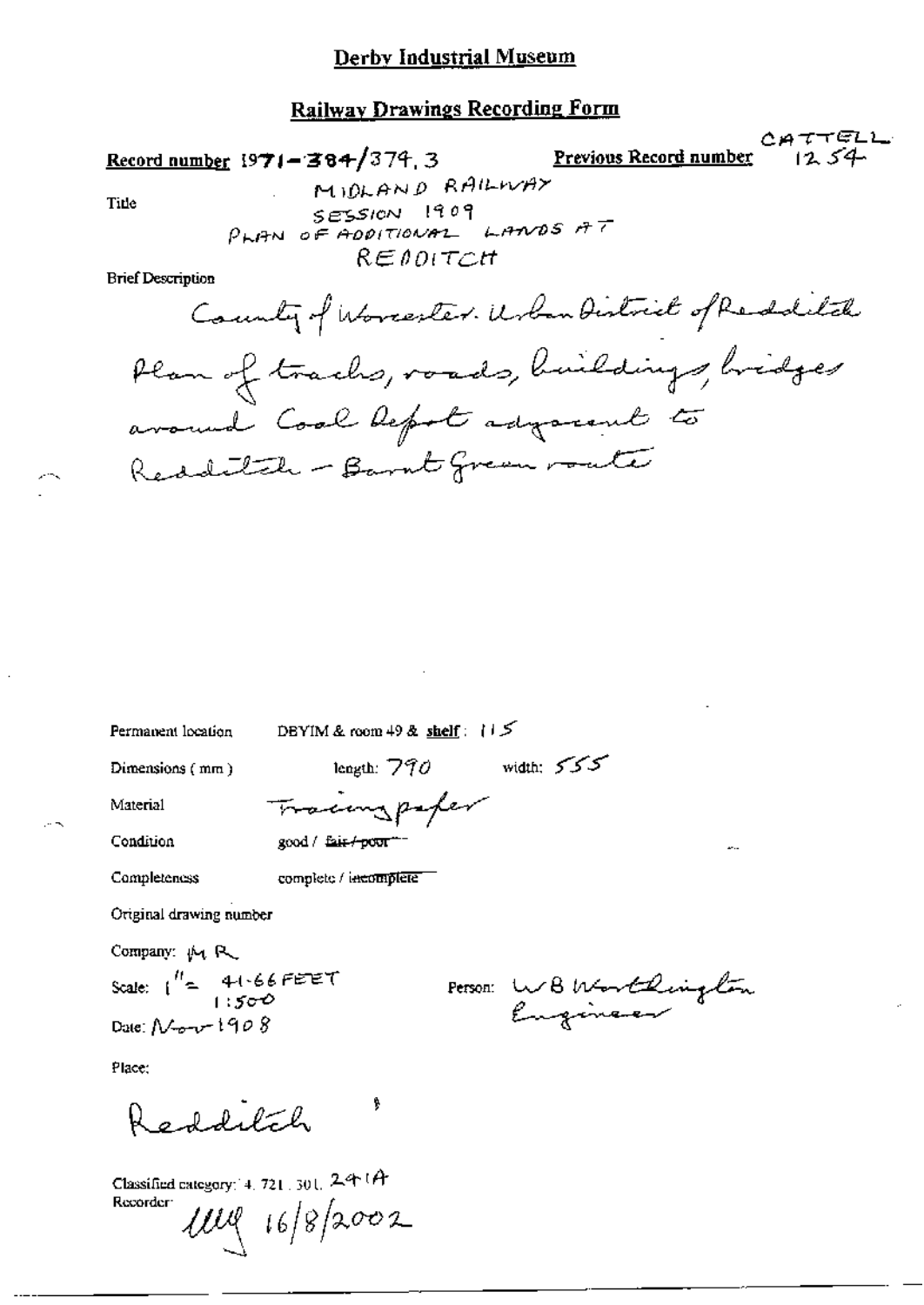# Derby Industrial Museum

## Railway Drawings Recording Form

**Record number** 1971-384/374.3

**Previous Record number** CATTELL 1254

**Title** MIDLAND RAILWAY SESSION 1909 PLAN OF ADDITIONAL LANDS AT REDDITCH

**Brief Description**

County of Worcester. Urban District of Redditch Plan of tracks, roads, buildings, bridges around Coal Depot adjacent to Redditch - Barnt Green route

Permanent location: DBYIM & room 49 & **shelf**: 115

Dimensions (mm): length: 790 width: 555

Material: Tracing paper

Condition: good / ~~fair / poor~~

Completeness: complete / ~~incomplete~~

Original drawing number

Company: MR

Scale: 1" = 41.66 FEET 1:500

Person: WB Worthington Engineer

Date: Nov 1908

Place:

Redditch

Classified category: 4.721.301.241A

Recorder: MG 16/8/2002